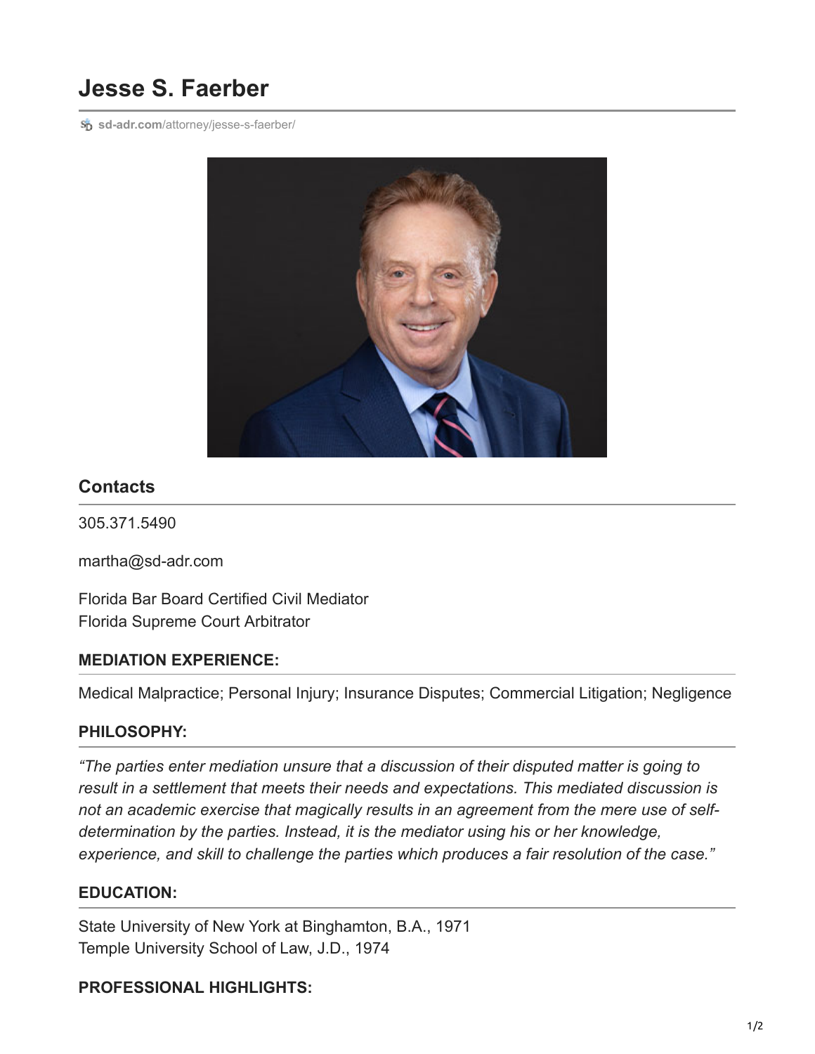# Jesse S. Faerber

sd-adr.com/attorney/jesse-s-faerber/

## Contacts

305.371.5490

martha@sd-adr.com

Florida Bar Board Certified Civil Mediator
Florida Supreme Court Arbitrator

### MEDIATION EXPERIENCE:

Medical Malpractice; Personal Injury; Insurance Disputes; Commercial Litigation; Negligence

### PHILOSOPHY:

*"The parties enter mediation unsure that a discussion of their disputed matter is going to result in a settlement that meets their needs and expectations. This mediated discussion is not an academic exercise that magically results in an agreement from the mere use of self-determination by the parties. Instead, it is the mediator using his or her knowledge, experience, and skill to challenge the parties which produces a fair resolution of the case."*

### EDUCATION:

State University of New York at Binghamton, B.A., 1971
Temple University School of Law, J.D., 1974

### PROFESSIONAL HIGHLIGHTS: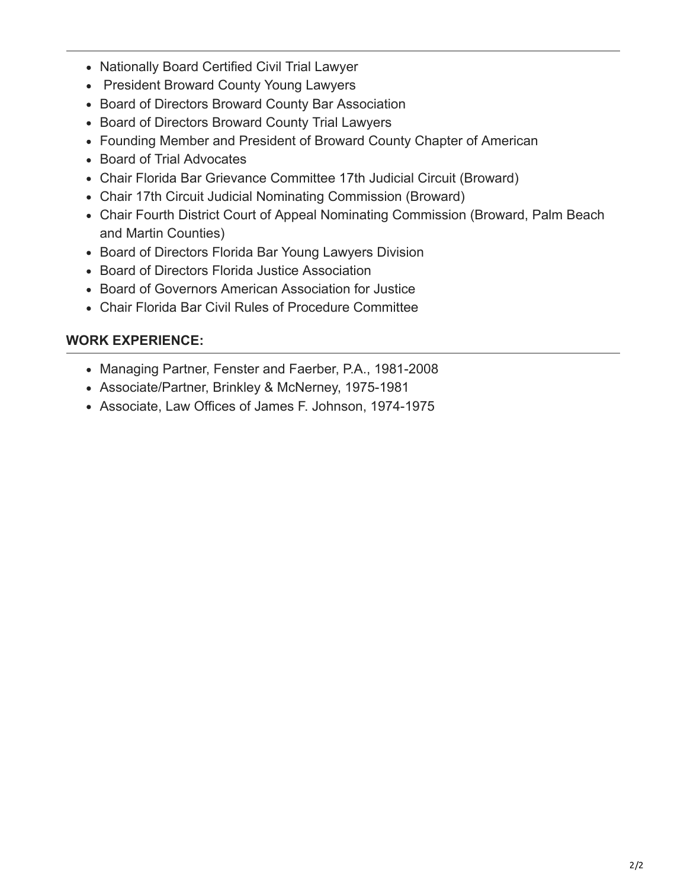- Nationally Board Certified Civil Trial Lawyer
- President Broward County Young Lawyers
- Board of Directors Broward County Bar Association
- Board of Directors Broward County Trial Lawyers
- Founding Member and President of Broward County Chapter of American
- Board of Trial Advocates
- Chair Florida Bar Grievance Committee 17th Judicial Circuit (Broward)
- Chair 17th Circuit Judicial Nominating Commission (Broward)
- Chair Fourth District Court of Appeal Nominating Commission (Broward, Palm Beach and Martin Counties)
- Board of Directors Florida Bar Young Lawyers Division
- Board of Directors Florida Justice Association
- Board of Governors American Association for Justice
- Chair Florida Bar Civil Rules of Procedure Committee

**WORK EXPERIENCE:**

- Managing Partner, Fenster and Faerber, P.A., 1981-2008
- Associate/Partner, Brinkley & McNerney, 1975-1981
- Associate, Law Offices of James F. Johnson, 1974-1975